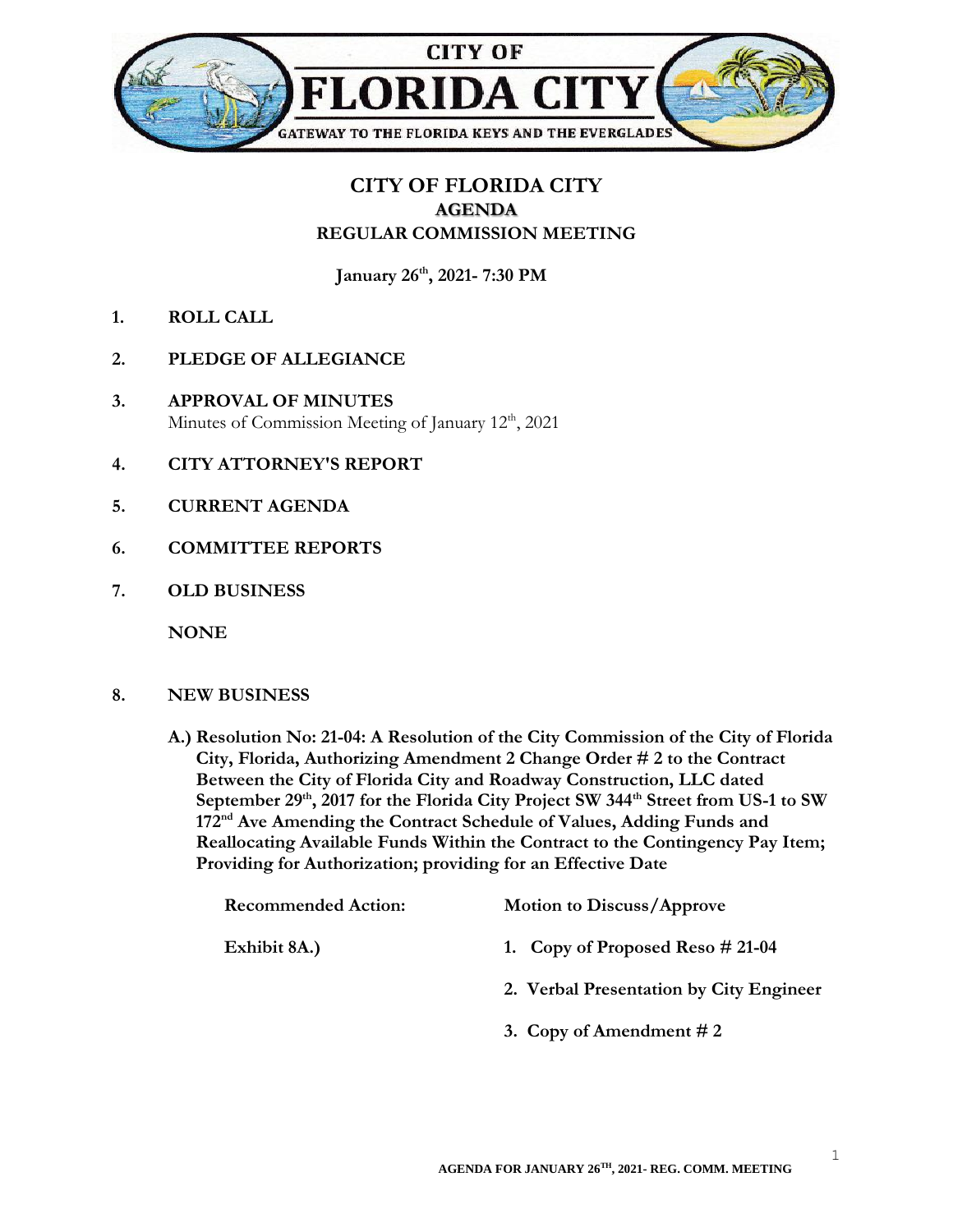CITY OF
# FLORIDA CITY
GATEWAY TO THE FLORIDA KEYS AND THE EVERGLADES

## CITY OF FLORIDA CITY
## AGENDA
## REGULAR COMMISSION MEETING

**January 26th, 2021- 7:30 PM**

1. **ROLL CALL**

2. **PLEDGE OF ALLEGIANCE**

3. **APPROVAL OF MINUTES**
   Minutes of Commission Meeting of January 12th, 2021

4. **CITY ATTORNEY'S REPORT**

5. **CURRENT AGENDA**

6. **COMMITTEE REPORTS**

7. **OLD BUSINESS**

   **NONE**

8. **NEW BUSINESS**

   **A.) Resolution No: 21-04: A Resolution of the City Commission of the City of Florida City, Florida, Authorizing Amendment 2 Change Order # 2 to the Contract Between the City of Florida City and Roadway Construction, LLC dated September 29th, 2017 for the Florida City Project SW 344th Street from US-1 to SW 172nd Ave Amending the Contract Schedule of Values, Adding Funds and Reallocating Available Funds Within the Contract to the Contingency Pay Item; Providing for Authorization; providing for an Effective Date**

   **Recommended Action:** **Motion to Discuss/Approve**

   **Exhibit 8A.)**
   1. **Copy of Proposed Reso # 21-04**
   2. **Verbal Presentation by City Engineer**
   3. **Copy of Amendment # 2**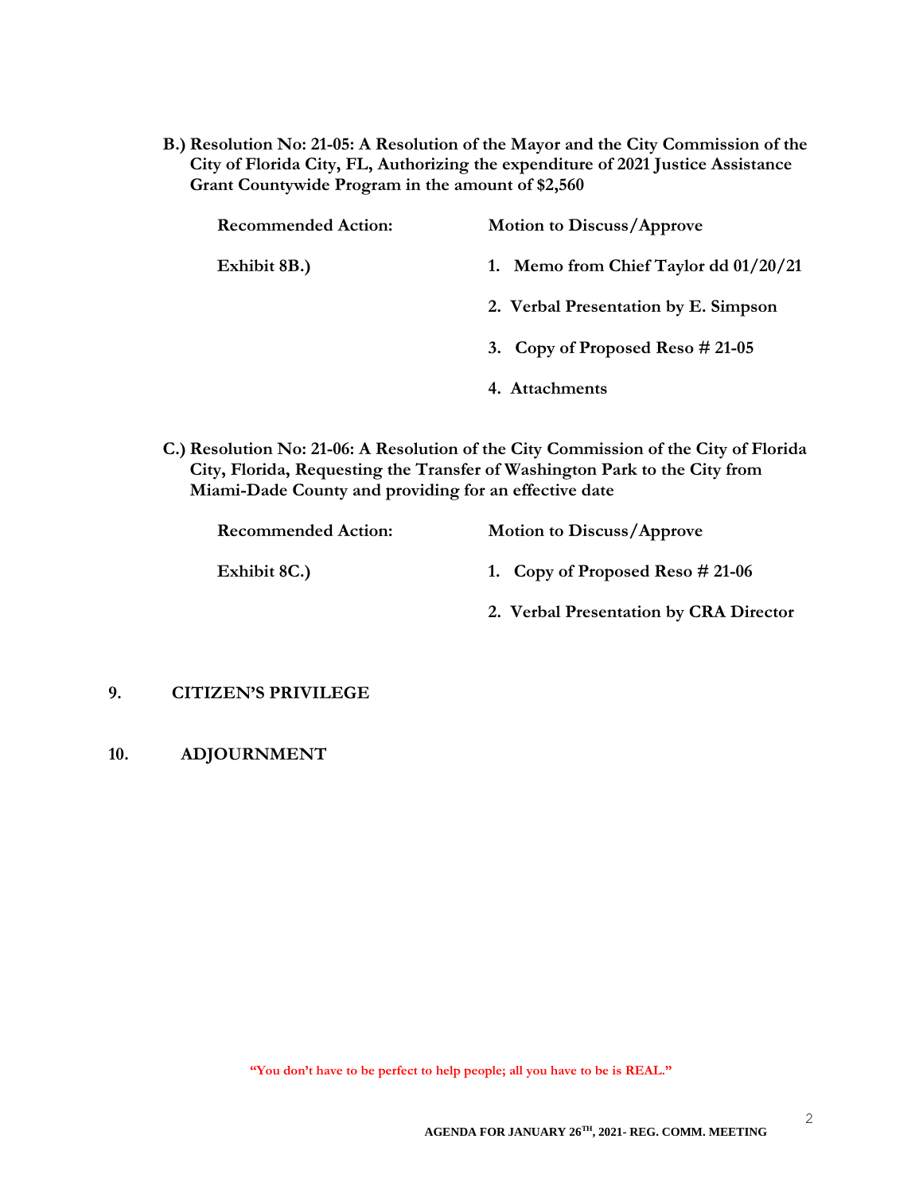**B.) Resolution No: 21-05: A Resolution of the Mayor and the City Commission of the City of Florida City, FL, Authorizing the expenditure of 2021 Justice Assistance Grant Countywide Program in the amount of $2,560**

| | |
|---|---|
| **Recommended Action:** | **Motion to Discuss/Approve** |
| **Exhibit 8B.)** | **1. Memo from Chief Taylor dd 01/20/21** |
| | **2. Verbal Presentation by E. Simpson** |
| | **3. Copy of Proposed Reso # 21-05** |
| | **4. Attachments** |

**C.) Resolution No: 21-06: A Resolution of the City Commission of the City of Florida City, Florida, Requesting the Transfer of Washington Park to the City from Miami-Dade County and providing for an effective date**

| | |
|---|---|
| **Recommended Action:** | **Motion to Discuss/Approve** |
| **Exhibit 8C.)** | **1. Copy of Proposed Reso # 21-06** |
| | **2. Verbal Presentation by CRA Director** |

**9. CITIZEN'S PRIVILEGE**

**10. ADJOURNMENT**

**"You don't have to be perfect to help people; all you have to be is REAL."**

**AGENDA FOR JANUARY 26TH, 2021- REG. COMM. MEETING**